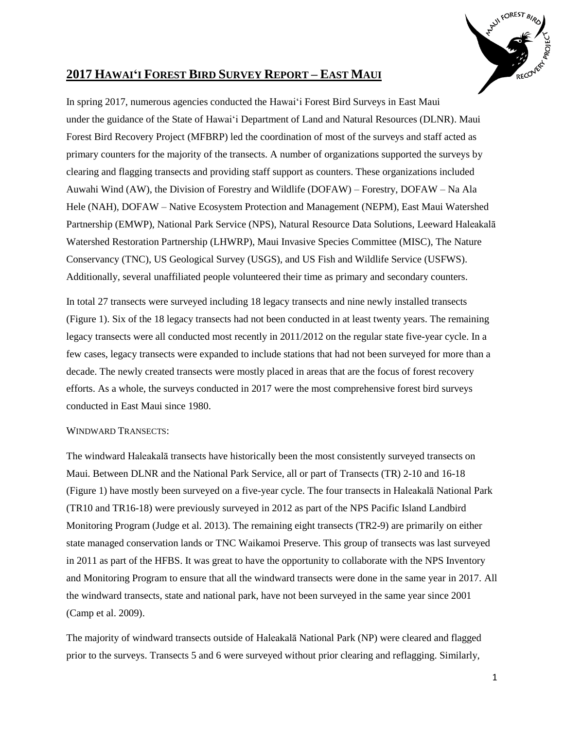# 2017 Hawaiʻi Forest Bird Survey Report – East Maui

In spring 2017, numerous agencies conducted the Hawaiʻi Forest Bird Surveys in East Maui under the guidance of the State of Hawaiʻi Department of Land and Natural Resources (DLNR). Maui Forest Bird Recovery Project (MFBRP) led the coordination of most of the surveys and staff acted as primary counters for the majority of the transects. A number of organizations supported the surveys by clearing and flagging transects and providing staff support as counters. These organizations included Auwahi Wind (AW), the Division of Forestry and Wildlife (DOFAW) – Forestry, DOFAW – Na Ala Hele (NAH), DOFAW – Native Ecosystem Protection and Management (NEPM), East Maui Watershed Partnership (EMWP), National Park Service (NPS), Natural Resource Data Solutions, Leeward Haleakalā Watershed Restoration Partnership (LHWRP), Maui Invasive Species Committee (MISC), The Nature Conservancy (TNC), US Geological Survey (USGS), and US Fish and Wildlife Service (USFWS). Additionally, several unaffiliated people volunteered their time as primary and secondary counters.

In total 27 transects were surveyed including 18 legacy transects and nine newly installed transects (Figure 1). Six of the 18 legacy transects had not been conducted in at least twenty years. The remaining legacy transects were all conducted most recently in 2011/2012 on the regular state five-year cycle. In a few cases, legacy transects were expanded to include stations that had not been surveyed for more than a decade. The newly created transects were mostly placed in areas that are the focus of forest recovery efforts. As a whole, the surveys conducted in 2017 were the most comprehensive forest bird surveys conducted in East Maui since 1980.

## Windward Transects:

The windward Haleakalā transects have historically been the most consistently surveyed transects on Maui. Between DLNR and the National Park Service, all or part of Transects (TR) 2-10 and 16-18 (Figure 1) have mostly been surveyed on a five-year cycle. The four transects in Haleakalā National Park (TR10 and TR16-18) were previously surveyed in 2012 as part of the NPS Pacific Island Landbird Monitoring Program (Judge et al. 2013). The remaining eight transects (TR2-9) are primarily on either state managed conservation lands or TNC Waikamoi Preserve. This group of transects was last surveyed in 2011 as part of the HFBS. It was great to have the opportunity to collaborate with the NPS Inventory and Monitoring Program to ensure that all the windward transects were done in the same year in 2017. All the windward transects, state and national park, have not been surveyed in the same year since 2001 (Camp et al. 2009).

The majority of windward transects outside of Haleakalā National Park (NP) were cleared and flagged prior to the surveys. Transects 5 and 6 were surveyed without prior clearing and reflagging. Similarly,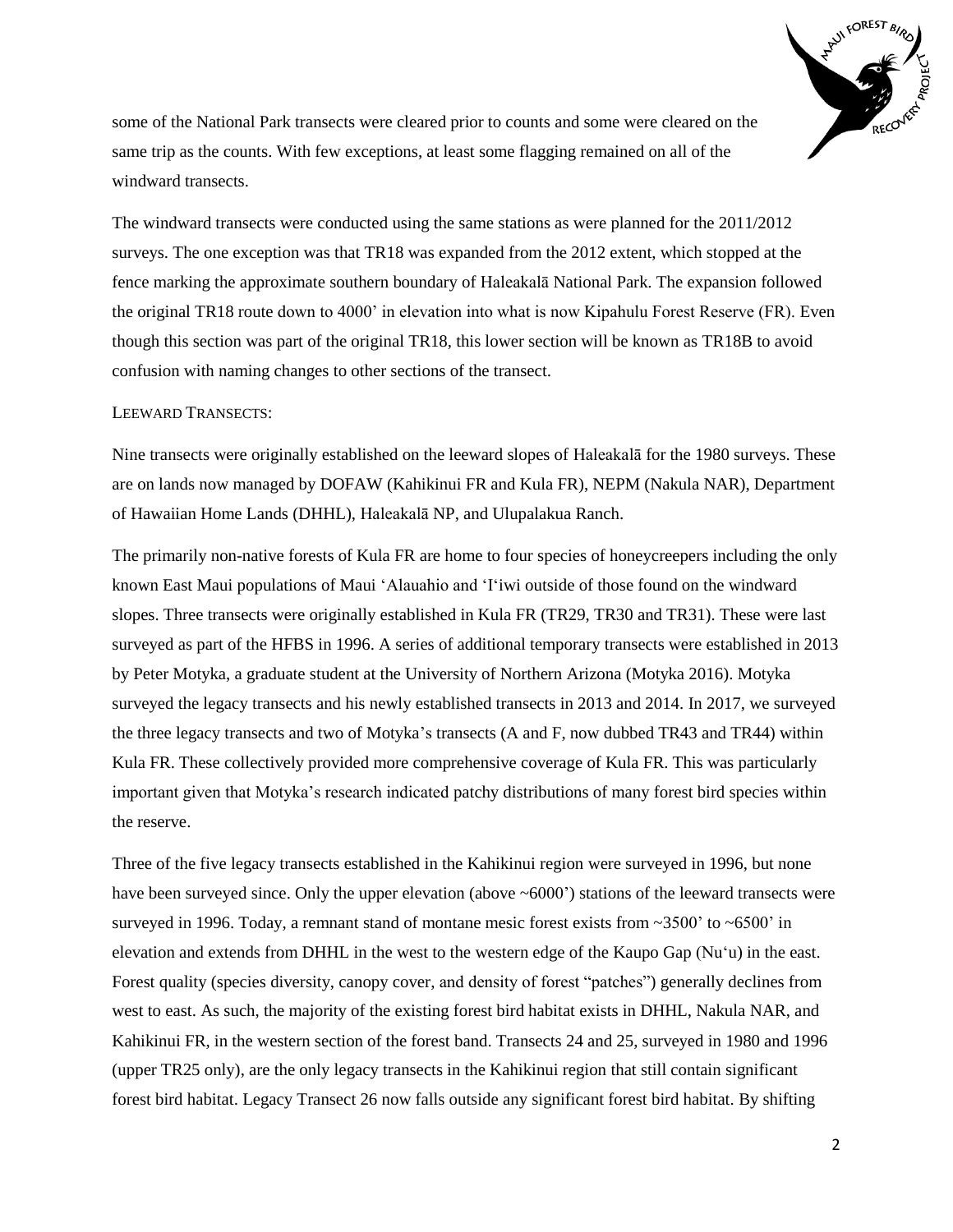some of the National Park transects were cleared prior to counts and some were cleared on the same trip as the counts. With few exceptions, at least some flagging remained on all of the windward transects.

The windward transects were conducted using the same stations as were planned for the 2011/2012 surveys. The one exception was that TR18 was expanded from the 2012 extent, which stopped at the fence marking the approximate southern boundary of Haleakalā National Park. The expansion followed the original TR18 route down to 4000' in elevation into what is now Kipahulu Forest Reserve (FR). Even though this section was part of the original TR18, this lower section will be known as TR18B to avoid confusion with naming changes to other sections of the transect.

LEEWARD TRANSECTS:

Nine transects were originally established on the leeward slopes of Haleakalā for the 1980 surveys. These are on lands now managed by DOFAW (Kahikinui FR and Kula FR), NEPM (Nakula NAR), Department of Hawaiian Home Lands (DHHL), Haleakalā NP, and Ulupalakua Ranch.

The primarily non-native forests of Kula FR are home to four species of honeycreepers including the only known East Maui populations of Maui ʻAlauahio and ʻIʻiwi outside of those found on the windward slopes. Three transects were originally established in Kula FR (TR29, TR30 and TR31). These were last surveyed as part of the HFBS in 1996. A series of additional temporary transects were established in 2013 by Peter Motyka, a graduate student at the University of Northern Arizona (Motyka 2016). Motyka surveyed the legacy transects and his newly established transects in 2013 and 2014. In 2017, we surveyed the three legacy transects and two of Motyka's transects (A and F, now dubbed TR43 and TR44) within Kula FR. These collectively provided more comprehensive coverage of Kula FR. This was particularly important given that Motyka's research indicated patchy distributions of many forest bird species within the reserve.

Three of the five legacy transects established in the Kahikinui region were surveyed in 1996, but none have been surveyed since. Only the upper elevation (above ~6000') stations of the leeward transects were surveyed in 1996. Today, a remnant stand of montane mesic forest exists from ~3500' to ~6500' in elevation and extends from DHHL in the west to the western edge of the Kaupo Gap (Nuʻu) in the east. Forest quality (species diversity, canopy cover, and density of forest "patches") generally declines from west to east. As such, the majority of the existing forest bird habitat exists in DHHL, Nakula NAR, and Kahikinui FR, in the western section of the forest band. Transects 24 and 25, surveyed in 1980 and 1996 (upper TR25 only), are the only legacy transects in the Kahikinui region that still contain significant forest bird habitat. Legacy Transect 26 now falls outside any significant forest bird habitat. By shifting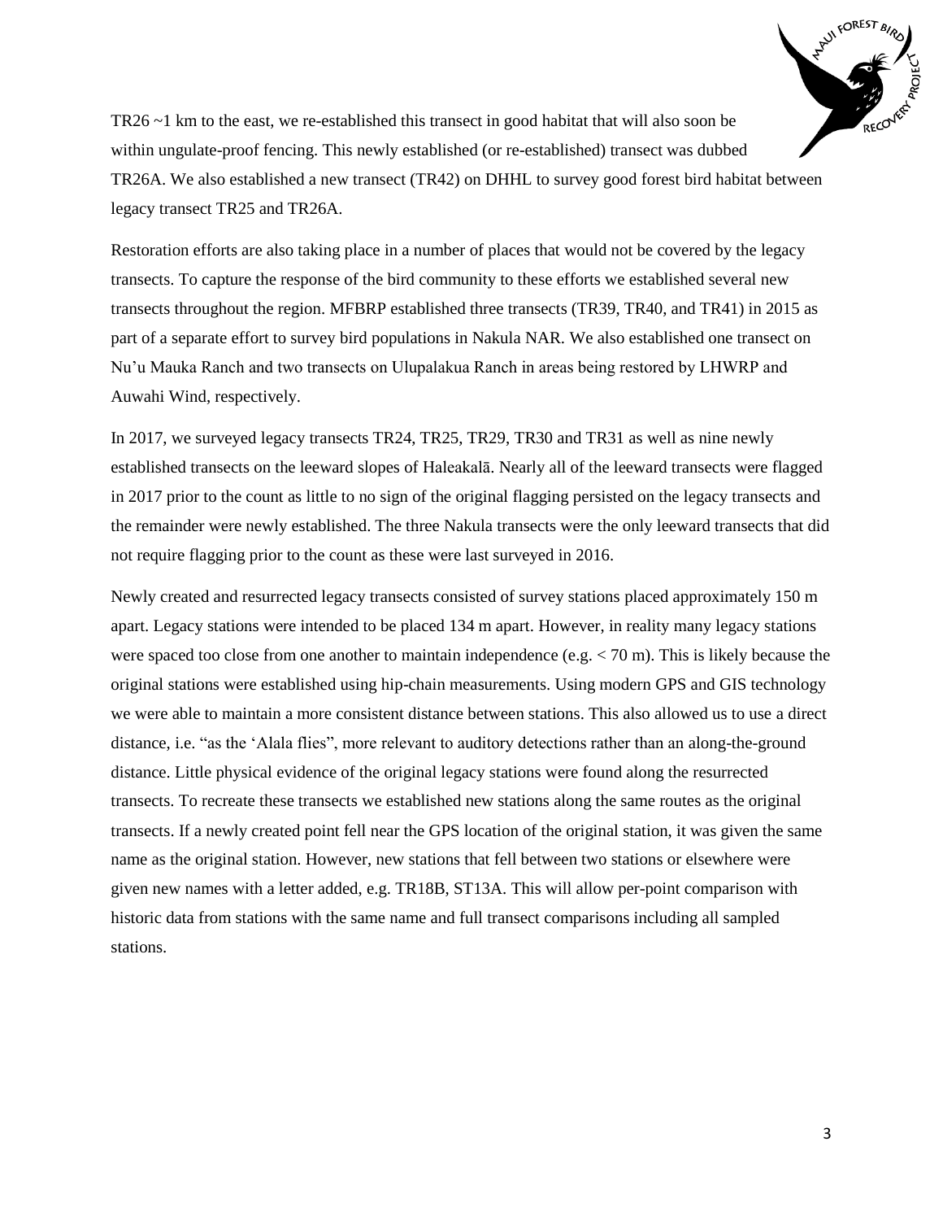TR26 ~1 km to the east, we re-established this transect in good habitat that will also soon be within ungulate-proof fencing. This newly established (or re-established) transect was dubbed TR26A. We also established a new transect (TR42) on DHHL to survey good forest bird habitat between legacy transect TR25 and TR26A.

Restoration efforts are also taking place in a number of places that would not be covered by the legacy transects. To capture the response of the bird community to these efforts we established several new transects throughout the region. MFBRP established three transects (TR39, TR40, and TR41) in 2015 as part of a separate effort to survey bird populations in Nakula NAR. We also established one transect on Nu'u Mauka Ranch and two transects on Ulupalakua Ranch in areas being restored by LHWRP and Auwahi Wind, respectively.

In 2017, we surveyed legacy transects TR24, TR25, TR29, TR30 and TR31 as well as nine newly established transects on the leeward slopes of Haleakalā. Nearly all of the leeward transects were flagged in 2017 prior to the count as little to no sign of the original flagging persisted on the legacy transects and the remainder were newly established. The three Nakula transects were the only leeward transects that did not require flagging prior to the count as these were last surveyed in 2016.

Newly created and resurrected legacy transects consisted of survey stations placed approximately 150 m apart. Legacy stations were intended to be placed 134 m apart. However, in reality many legacy stations were spaced too close from one another to maintain independence (e.g. < 70 m). This is likely because the original stations were established using hip-chain measurements. Using modern GPS and GIS technology we were able to maintain a more consistent distance between stations. This also allowed us to use a direct distance, i.e. "as the 'Alala flies", more relevant to auditory detections rather than an along-the-ground distance. Little physical evidence of the original legacy stations were found along the resurrected transects. To recreate these transects we established new stations along the same routes as the original transects. If a newly created point fell near the GPS location of the original station, it was given the same name as the original station. However, new stations that fell between two stations or elsewhere were given new names with a letter added, e.g. TR18B, ST13A. This will allow per-point comparison with historic data from stations with the same name and full transect comparisons including all sampled stations.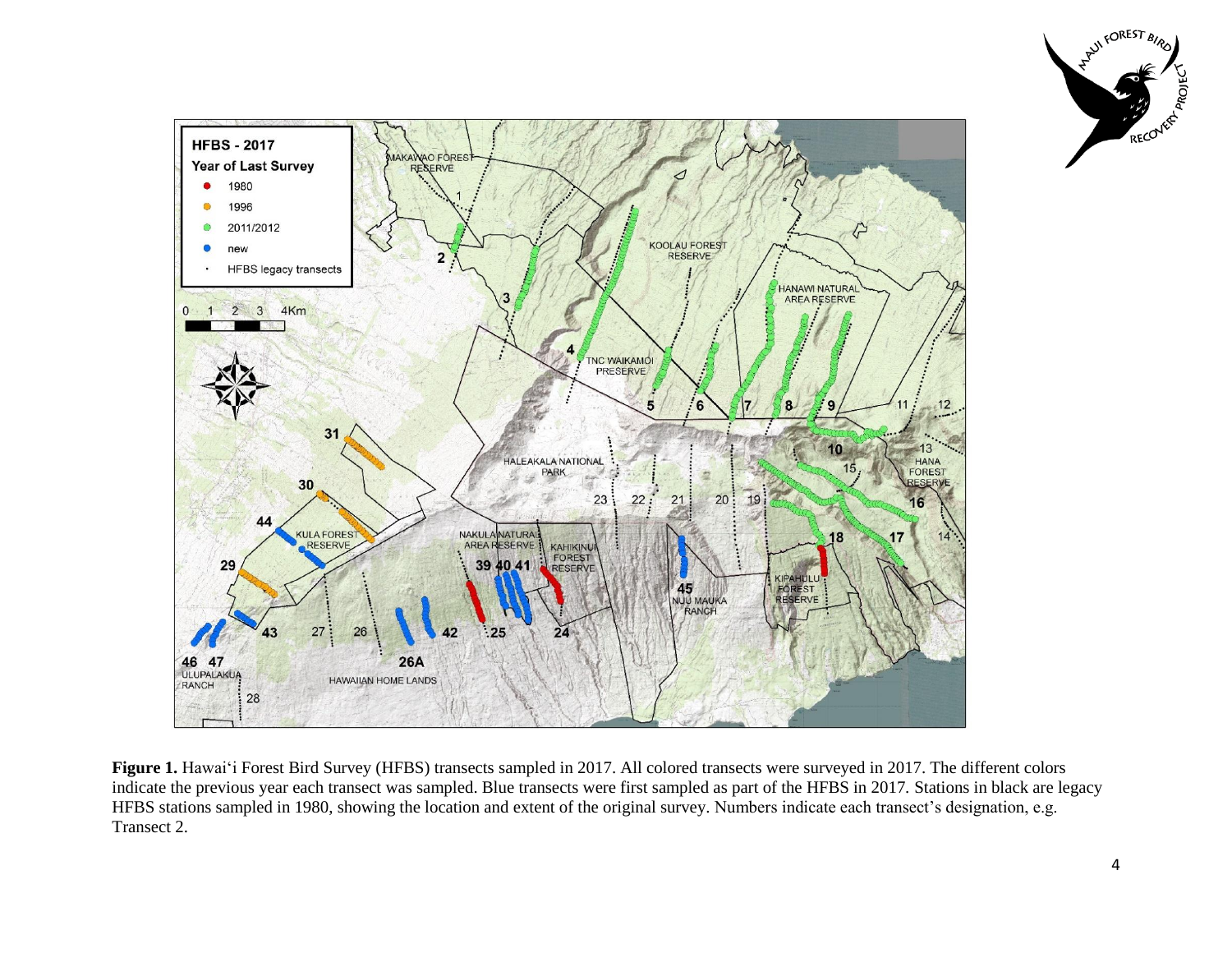**Figure 1.** Hawai‘i Forest Bird Survey (HFBS) transects sampled in 2017. All colored transects were surveyed in 2017. The different colors indicate the previous year each transect was sampled. Blue transects were first sampled as part of the HFBS in 2017. Stations in black are legacy HFBS stations sampled in 1980, showing the location and extent of the original survey. Numbers indicate each transect’s designation, e.g. Transect 2.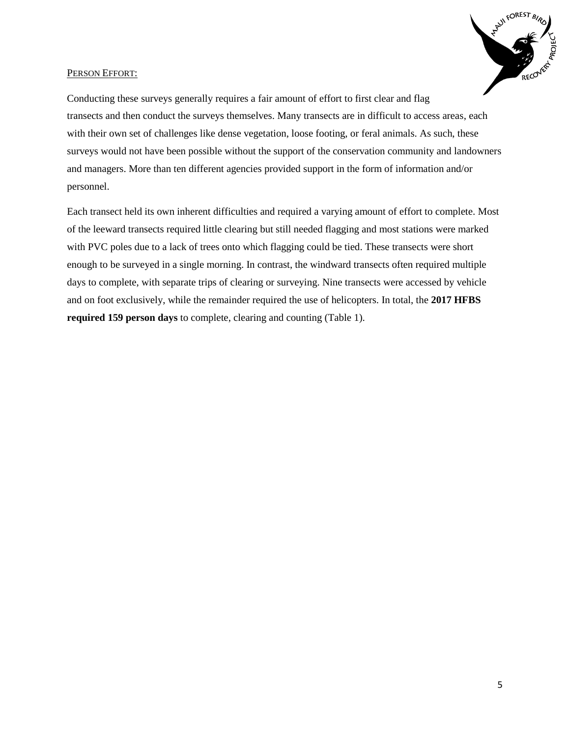## Person Effort:

Conducting these surveys generally requires a fair amount of effort to first clear and flag transects and then conduct the surveys themselves. Many transects are in difficult to access areas, each with their own set of challenges like dense vegetation, loose footing, or feral animals. As such, these surveys would not have been possible without the support of the conservation community and landowners and managers. More than ten different agencies provided support in the form of information and/or personnel.

Each transect held its own inherent difficulties and required a varying amount of effort to complete. Most of the leeward transects required little clearing but still needed flagging and most stations were marked with PVC poles due to a lack of trees onto which flagging could be tied. These transects were short enough to be surveyed in a single morning. In contrast, the windward transects often required multiple days to complete, with separate trips of clearing or surveying. Nine transects were accessed by vehicle and on foot exclusively, while the remainder required the use of helicopters. In total, the **2017 HFBS required 159 person days** to complete, clearing and counting (Table 1).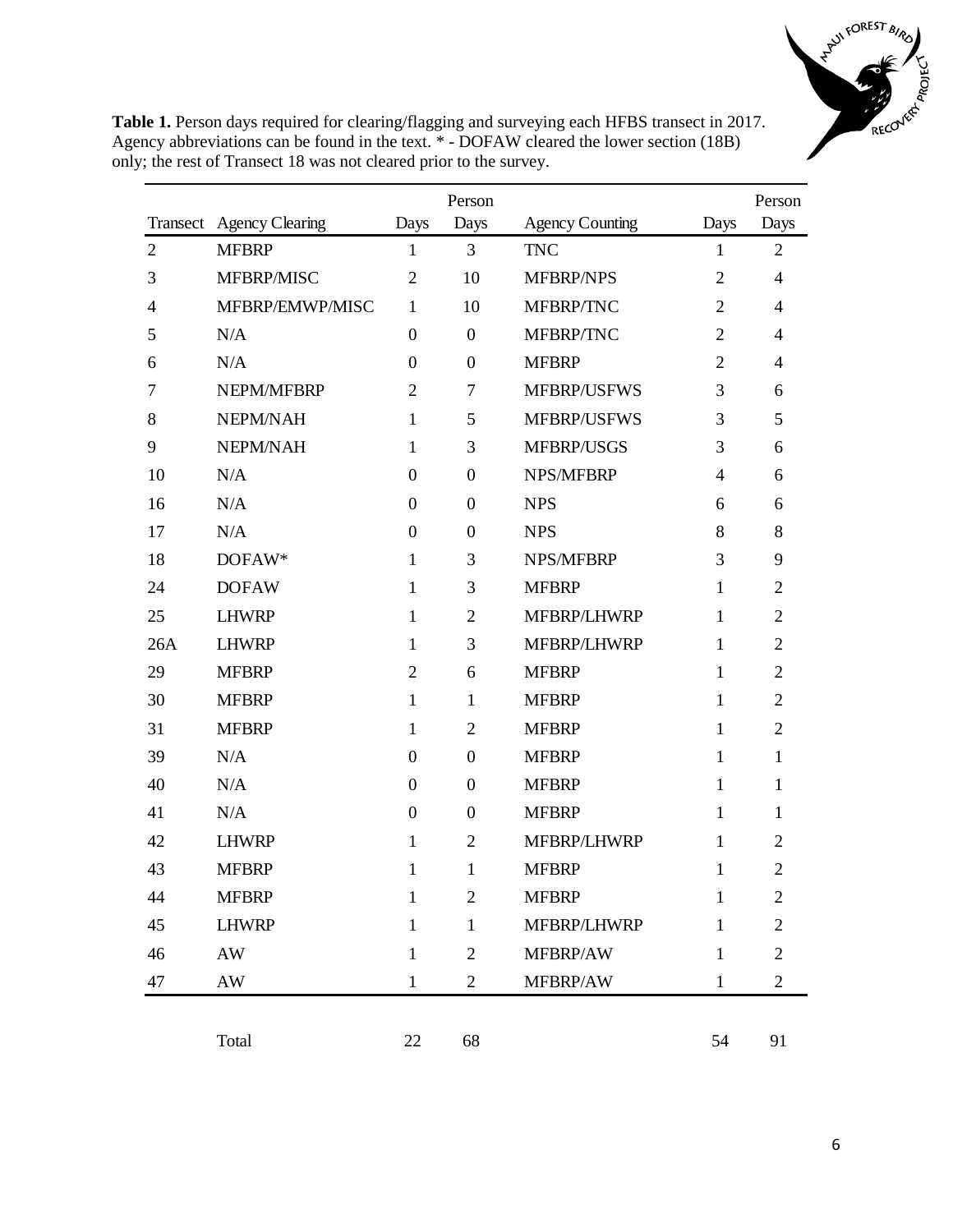**Table 1.** Person days required for clearing/flagging and surveying each HFBS transect in 2017. Agency abbreviations can be found in the text. * - DOFAW cleared the lower section (18B) only; the rest of Transect 18 was not cleared prior to the survey.

| Transect | Agency Clearing | Days | Person Days | Agency Counting | Days | Person Days |
|---|---|---|---|---|---|---|
| 2 | MFBRP | 1 | 3 | TNC | 1 | 2 |
| 3 | MFBRP/MISC | 2 | 10 | MFBRP/NPS | 2 | 4 |
| 4 | MFBRP/EMWP/MISC | 1 | 10 | MFBRP/TNC | 2 | 4 |
| 5 | N/A | 0 | 0 | MFBRP/TNC | 2 | 4 |
| 6 | N/A | 0 | 0 | MFBRP | 2 | 4 |
| 7 | NEPM/MFBRP | 2 | 7 | MFBRP/USFWS | 3 | 6 |
| 8 | NEPM/NAH | 1 | 5 | MFBRP/USFWS | 3 | 5 |
| 9 | NEPM/NAH | 1 | 3 | MFBRP/USGS | 3 | 6 |
| 10 | N/A | 0 | 0 | NPS/MFBRP | 4 | 6 |
| 16 | N/A | 0 | 0 | NPS | 6 | 6 |
| 17 | N/A | 0 | 0 | NPS | 8 | 8 |
| 18 | DOFAW* | 1 | 3 | NPS/MFBRP | 3 | 9 |
| 24 | DOFAW | 1 | 3 | MFBRP | 1 | 2 |
| 25 | LHWRP | 1 | 2 | MFBRP/LHWRP | 1 | 2 |
| 26A | LHWRP | 1 | 3 | MFBRP/LHWRP | 1 | 2 |
| 29 | MFBRP | 2 | 6 | MFBRP | 1 | 2 |
| 30 | MFBRP | 1 | 1 | MFBRP | 1 | 2 |
| 31 | MFBRP | 1 | 2 | MFBRP | 1 | 2 |
| 39 | N/A | 0 | 0 | MFBRP | 1 | 1 |
| 40 | N/A | 0 | 0 | MFBRP | 1 | 1 |
| 41 | N/A | 0 | 0 | MFBRP | 1 | 1 |
| 42 | LHWRP | 1 | 2 | MFBRP/LHWRP | 1 | 2 |
| 43 | MFBRP | 1 | 1 | MFBRP | 1 | 2 |
| 44 | MFBRP | 1 | 2 | MFBRP | 1 | 2 |
| 45 | LHWRP | 1 | 1 | MFBRP/LHWRP | 1 | 2 |
| 46 | AW | 1 | 2 | MFBRP/AW | 1 | 2 |
| 47 | AW | 1 | 2 | MFBRP/AW | 1 | 2 |
| | Total | 22 | 68 | | 54 | 91 |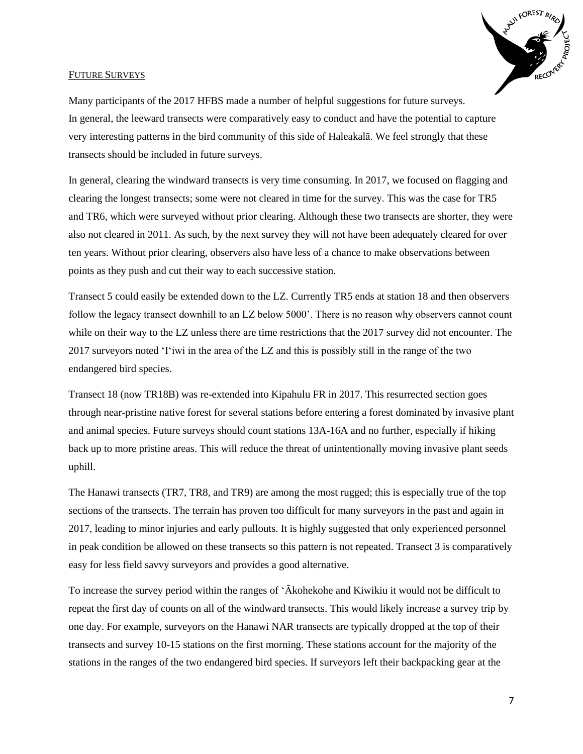## FUTURE SURVEYS

Many participants of the 2017 HFBS made a number of helpful suggestions for future surveys. In general, the leeward transects were comparatively easy to conduct and have the potential to capture very interesting patterns in the bird community of this side of Haleakalā. We feel strongly that these transects should be included in future surveys.

In general, clearing the windward transects is very time consuming. In 2017, we focused on flagging and clearing the longest transects; some were not cleared in time for the survey. This was the case for TR5 and TR6, which were surveyed without prior clearing. Although these two transects are shorter, they were also not cleared in 2011. As such, by the next survey they will not have been adequately cleared for over ten years. Without prior clearing, observers also have less of a chance to make observations between points as they push and cut their way to each successive station.

Transect 5 could easily be extended down to the LZ. Currently TR5 ends at station 18 and then observers follow the legacy transect downhill to an LZ below 5000'. There is no reason why observers cannot count while on their way to the LZ unless there are time restrictions that the 2017 survey did not encounter. The 2017 surveyors noted 'I'iwi in the area of the LZ and this is possibly still in the range of the two endangered bird species.

Transect 18 (now TR18B) was re-extended into Kipahulu FR in 2017. This resurrected section goes through near-pristine native forest for several stations before entering a forest dominated by invasive plant and animal species. Future surveys should count stations 13A-16A and no further, especially if hiking back up to more pristine areas. This will reduce the threat of unintentionally moving invasive plant seeds uphill.

The Hanawi transects (TR7, TR8, and TR9) are among the most rugged; this is especially true of the top sections of the transects. The terrain has proven too difficult for many surveyors in the past and again in 2017, leading to minor injuries and early pullouts. It is highly suggested that only experienced personnel in peak condition be allowed on these transects so this pattern is not repeated. Transect 3 is comparatively easy for less field savvy surveyors and provides a good alternative.

To increase the survey period within the ranges of 'Ākohekohe and Kiwikiu it would not be difficult to repeat the first day of counts on all of the windward transects. This would likely increase a survey trip by one day. For example, surveyors on the Hanawi NAR transects are typically dropped at the top of their transects and survey 10-15 stations on the first morning. These stations account for the majority of the stations in the ranges of the two endangered bird species. If surveyors left their backpacking gear at the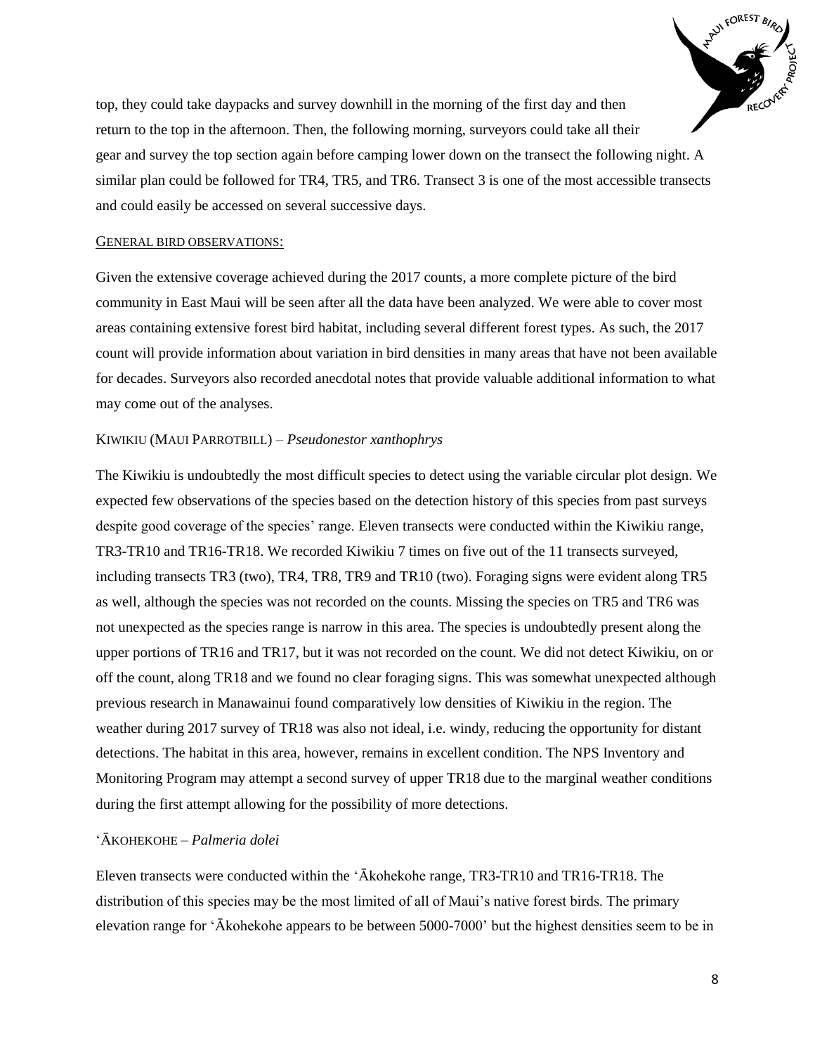top, they could take daypacks and survey downhill in the morning of the first day and then return to the top in the afternoon. Then, the following morning, surveyors could take all their gear and survey the top section again before camping lower down on the transect the following night. A similar plan could be followed for TR4, TR5, and TR6. Transect 3 is one of the most accessible transects and could easily be accessed on several successive days.

GENERAL BIRD OBSERVATIONS:

Given the extensive coverage achieved during the 2017 counts, a more complete picture of the bird community in East Maui will be seen after all the data have been analyzed. We were able to cover most areas containing extensive forest bird habitat, including several different forest types. As such, the 2017 count will provide information about variation in bird densities in many areas that have not been available for decades. Surveyors also recorded anecdotal notes that provide valuable additional information to what may come out of the analyses.

KIWIKIU (MAUI PARROTBILL) – *Pseudonestor xanthophrys*

The Kiwikiu is undoubtedly the most difficult species to detect using the variable circular plot design. We expected few observations of the species based on the detection history of this species from past surveys despite good coverage of the species' range. Eleven transects were conducted within the Kiwikiu range, TR3-TR10 and TR16-TR18. We recorded Kiwikiu 7 times on five out of the 11 transects surveyed, including transects TR3 (two), TR4, TR8, TR9 and TR10 (two). Foraging signs were evident along TR5 as well, although the species was not recorded on the counts. Missing the species on TR5 and TR6 was not unexpected as the species range is narrow in this area. The species is undoubtedly present along the upper portions of TR16 and TR17, but it was not recorded on the count. We did not detect Kiwikiu, on or off the count, along TR18 and we found no clear foraging signs. This was somewhat unexpected although previous research in Manawainui found comparatively low densities of Kiwikiu in the region. The weather during 2017 survey of TR18 was also not ideal, i.e. windy, reducing the opportunity for distant detections. The habitat in this area, however, remains in excellent condition. The NPS Inventory and Monitoring Program may attempt a second survey of upper TR18 due to the marginal weather conditions during the first attempt allowing for the possibility of more detections.

'ĀKOHEKOHE – *Palmeria dolei*

Eleven transects were conducted within the 'Ākohekohe range, TR3-TR10 and TR16-TR18. The distribution of this species may be the most limited of all of Maui's native forest birds. The primary elevation range for 'Ākohekohe appears to be between 5000-7000' but the highest densities seem to be in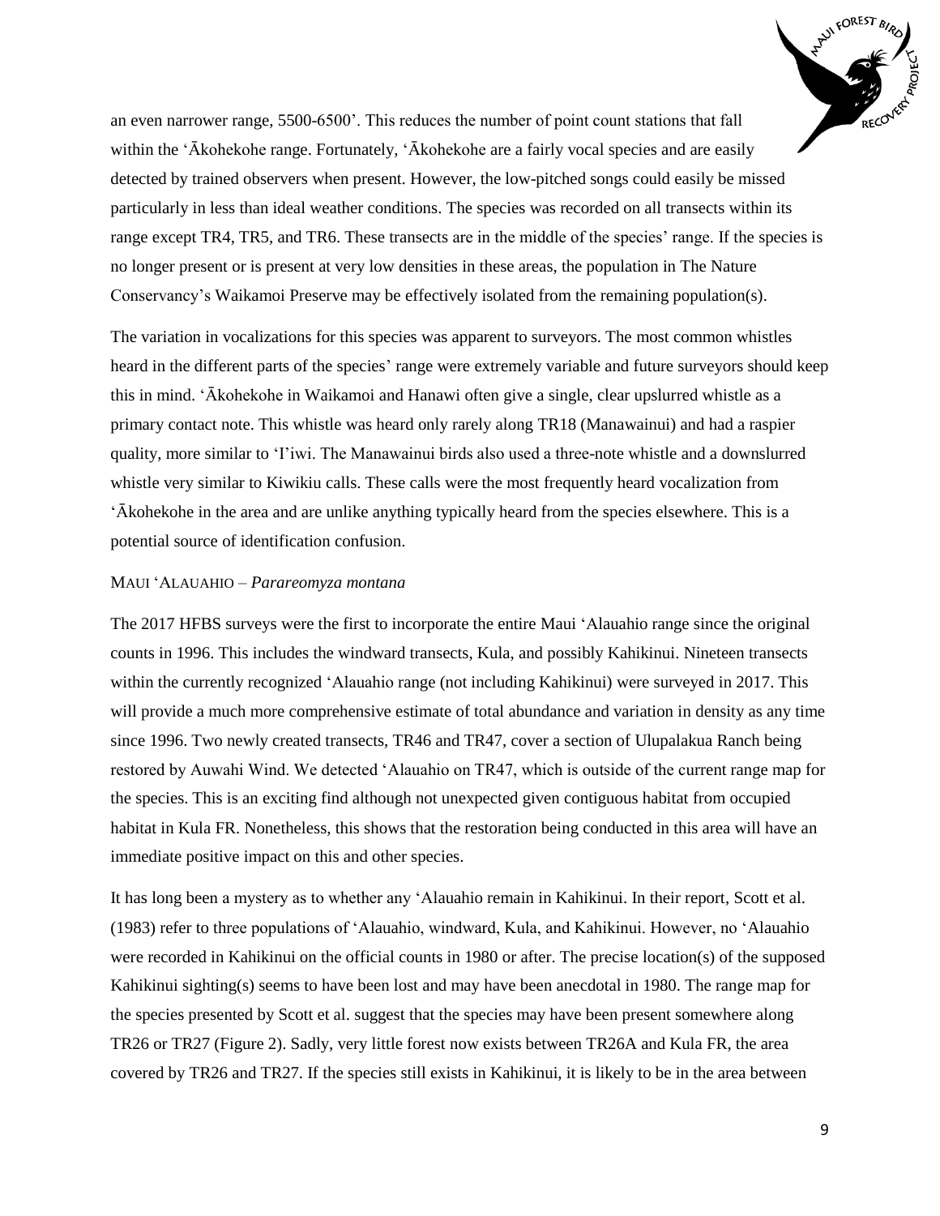an even narrower range, 5500-6500'. This reduces the number of point count stations that fall within the ʻĀkohekohe range. Fortunately, ʻĀkohekohe are a fairly vocal species and are easily detected by trained observers when present. However, the low-pitched songs could easily be missed particularly in less than ideal weather conditions. The species was recorded on all transects within its range except TR4, TR5, and TR6. These transects are in the middle of the species' range. If the species is no longer present or is present at very low densities in these areas, the population in The Nature Conservancy's Waikamoi Preserve may be effectively isolated from the remaining population(s).

The variation in vocalizations for this species was apparent to surveyors. The most common whistles heard in the different parts of the species' range were extremely variable and future surveyors should keep this in mind. ʻĀkohekohe in Waikamoi and Hanawi often give a single, clear upslurred whistle as a primary contact note. This whistle was heard only rarely along TR18 (Manawainui) and had a raspier quality, more similar to ʻIʻiwi. The Manawainui birds also used a three-note whistle and a downslurred whistle very similar to Kiwikiu calls. These calls were the most frequently heard vocalization from ʻĀkohekohe in the area and are unlike anything typically heard from the species elsewhere. This is a potential source of identification confusion.

### MAUI ʻALAUAHIO – *Parareomyza montana*

The 2017 HFBS surveys were the first to incorporate the entire Maui ʻAlauahio range since the original counts in 1996. This includes the windward transects, Kula, and possibly Kahikinui. Nineteen transects within the currently recognized ʻAlauahio range (not including Kahikinui) were surveyed in 2017. This will provide a much more comprehensive estimate of total abundance and variation in density as any time since 1996. Two newly created transects, TR46 and TR47, cover a section of Ulupalakua Ranch being restored by Auwahi Wind. We detected ʻAlauahio on TR47, which is outside of the current range map for the species. This is an exciting find although not unexpected given contiguous habitat from occupied habitat in Kula FR. Nonetheless, this shows that the restoration being conducted in this area will have an immediate positive impact on this and other species.

It has long been a mystery as to whether any ʻAlauahio remain in Kahikinui. In their report, Scott et al. (1983) refer to three populations of ʻAlauahio, windward, Kula, and Kahikinui. However, no ʻAlauahio were recorded in Kahikinui on the official counts in 1980 or after. The precise location(s) of the supposed Kahikinui sighting(s) seems to have been lost and may have been anecdotal in 1980. The range map for the species presented by Scott et al. suggest that the species may have been present somewhere along TR26 or TR27 (Figure 2). Sadly, very little forest now exists between TR26A and Kula FR, the area covered by TR26 and TR27. If the species still exists in Kahikinui, it is likely to be in the area between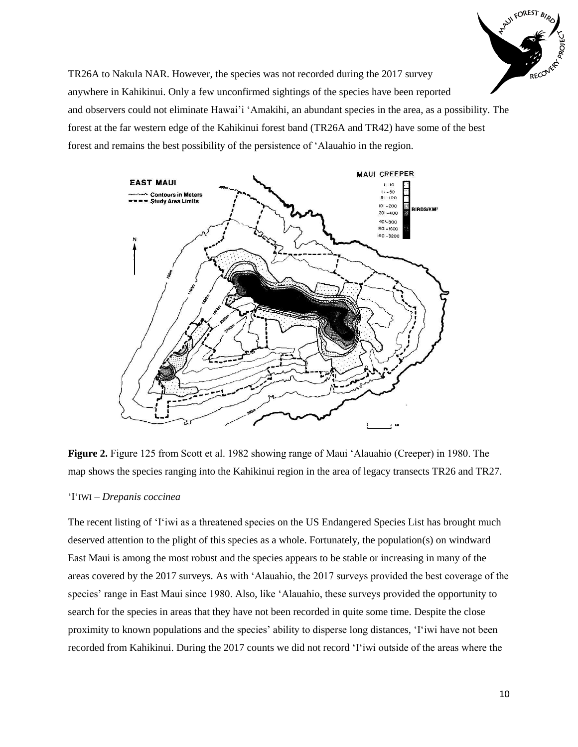TR26A to Nakula NAR. However, the species was not recorded during the 2017 survey anywhere in Kahikinui. Only a few unconfirmed sightings of the species have been reported and observers could not eliminate Hawai'i 'Amakihi, an abundant species in the area, as a possibility. The forest at the far western edge of the Kahikinui forest band (TR26A and TR42) have some of the best forest and remains the best possibility of the persistence of 'Alauahio in the region.

**Figure 2.** Figure 125 from Scott et al. 1982 showing range of Maui 'Alauahio (Creeper) in 1980. The map shows the species ranging into the Kahikinui region in the area of legacy transects TR26 and TR27.

'I'IWI – *Drepanis coccinea*

The recent listing of 'I'iwi as a threatened species on the US Endangered Species List has brought much deserved attention to the plight of this species as a whole. Fortunately, the population(s) on windward East Maui is among the most robust and the species appears to be stable or increasing in many of the areas covered by the 2017 surveys. As with 'Alauahio, the 2017 surveys provided the best coverage of the species' range in East Maui since 1980. Also, like 'Alauahio, these surveys provided the opportunity to search for the species in areas that they have not been recorded in quite some time. Despite the close proximity to known populations and the species' ability to disperse long distances, 'I'iwi have not been recorded from Kahikinui. During the 2017 counts we did not record 'I'iwi outside of the areas where the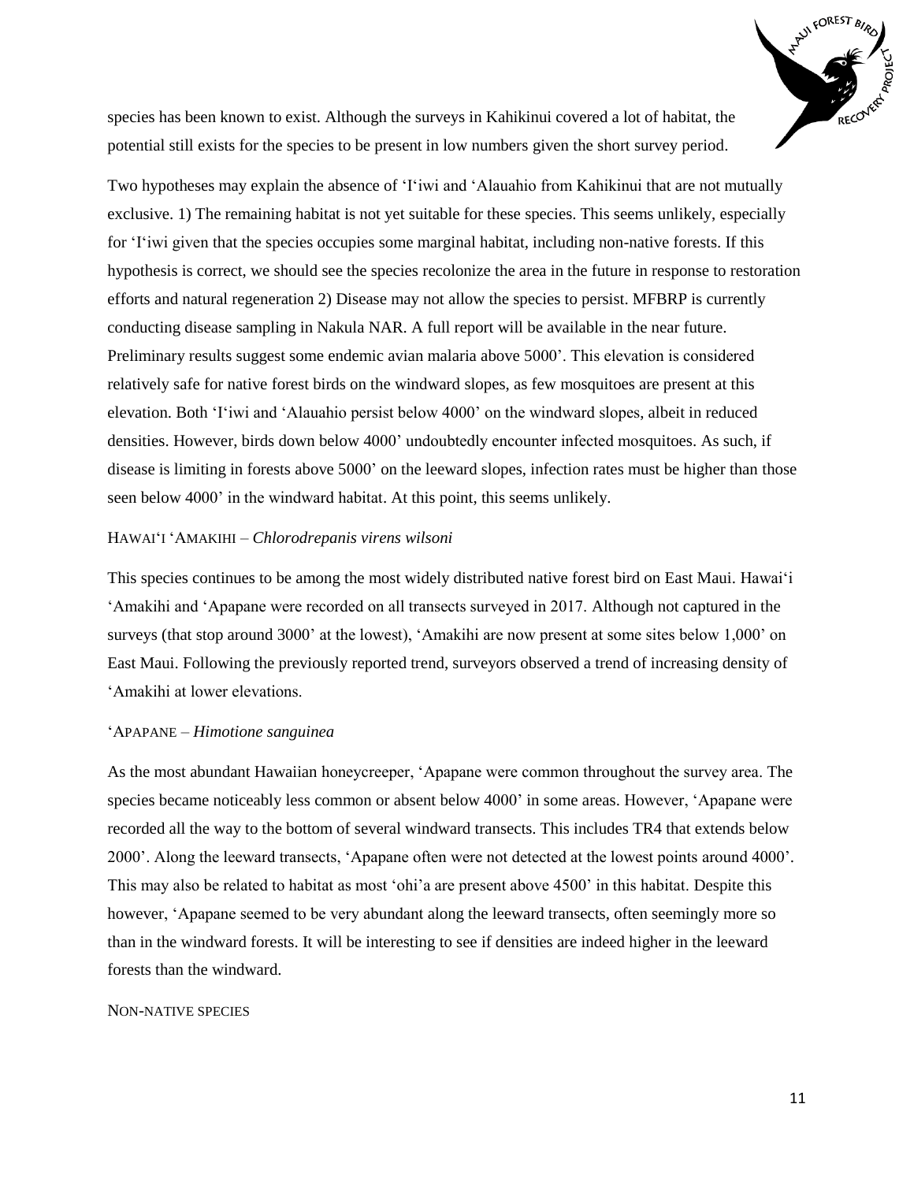species has been known to exist. Although the surveys in Kahikinui covered a lot of habitat, the potential still exists for the species to be present in low numbers given the short survey period.

Two hypotheses may explain the absence of ʻIʻiwi and ʻAlauahio from Kahikinui that are not mutually exclusive. 1) The remaining habitat is not yet suitable for these species. This seems unlikely, especially for ʻIʻiwi given that the species occupies some marginal habitat, including non-native forests. If this hypothesis is correct, we should see the species recolonize the area in the future in response to restoration efforts and natural regeneration 2) Disease may not allow the species to persist. MFBRP is currently conducting disease sampling in Nakula NAR. A full report will be available in the near future. Preliminary results suggest some endemic avian malaria above 5000'. This elevation is considered relatively safe for native forest birds on the windward slopes, as few mosquitoes are present at this elevation. Both ʻIʻiwi and ʻAlauahio persist below 4000' on the windward slopes, albeit in reduced densities. However, birds down below 4000' undoubtedly encounter infected mosquitoes. As such, if disease is limiting in forests above 5000' on the leeward slopes, infection rates must be higher than those seen below 4000' in the windward habitat. At this point, this seems unlikely.

### HAWAIʻI ʻAMAKIHI – *Chlorodrepanis virens wilsoni*

This species continues to be among the most widely distributed native forest bird on East Maui. Hawaiʻi ʻAmakihi and ʻApapane were recorded on all transects surveyed in 2017. Although not captured in the surveys (that stop around 3000' at the lowest), ʻAmakihi are now present at some sites below 1,000' on East Maui. Following the previously reported trend, surveyors observed a trend of increasing density of ʻAmakihi at lower elevations.

### ʻAPAPANE – *Himotione sanguinea*

As the most abundant Hawaiian honeycreeper, ʻApapane were common throughout the survey area. The species became noticeably less common or absent below 4000' in some areas. However, ʻApapane were recorded all the way to the bottom of several windward transects. This includes TR4 that extends below 2000'. Along the leeward transects, ʻApapane often were not detected at the lowest points around 4000'. This may also be related to habitat as most ʻohiʼa are present above 4500' in this habitat. Despite this however, ʻApapane seemed to be very abundant along the leeward transects, often seemingly more so than in the windward forests. It will be interesting to see if densities are indeed higher in the leeward forests than the windward.

### NON-NATIVE SPECIES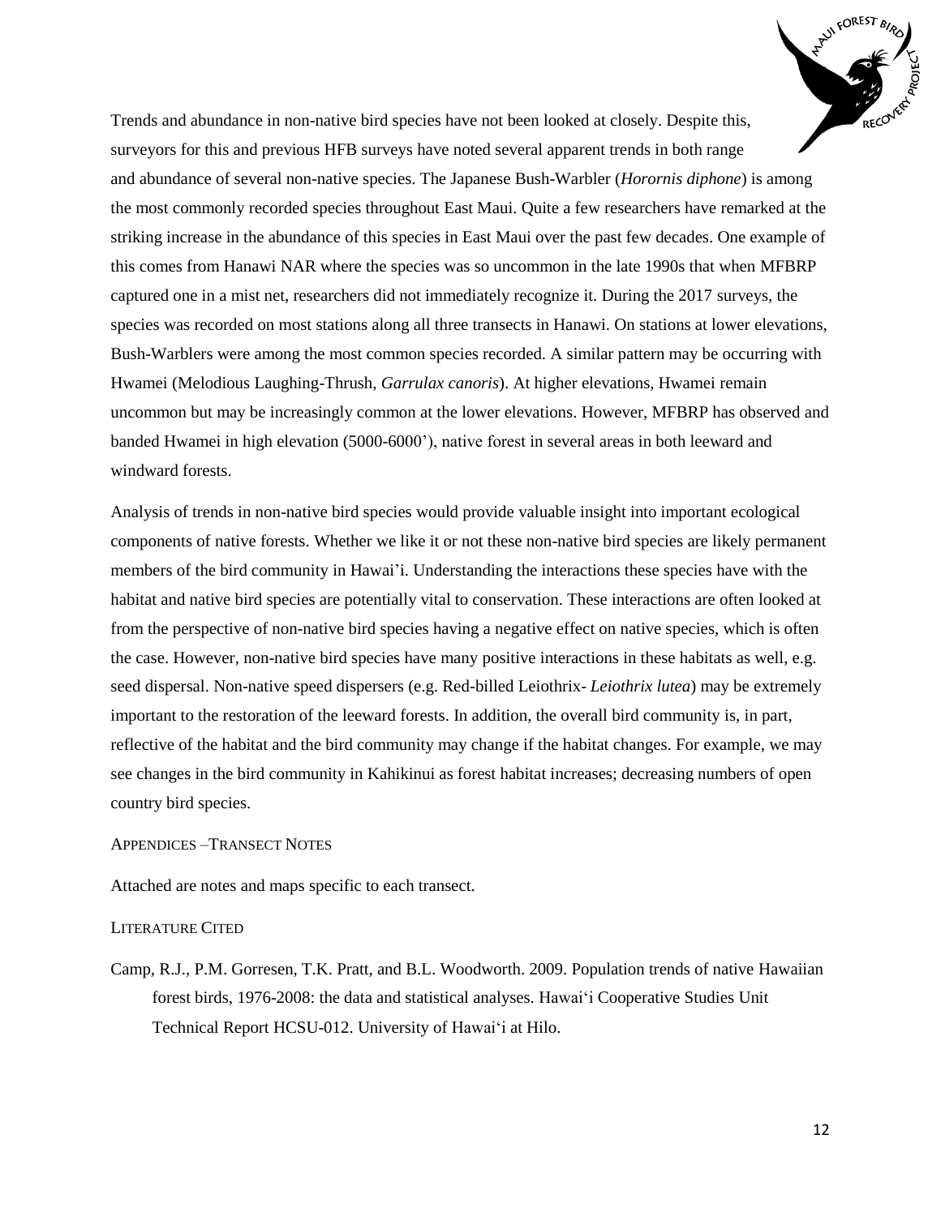Trends and abundance in non-native bird species have not been looked at closely. Despite this, surveyors for this and previous HFB surveys have noted several apparent trends in both range and abundance of several non-native species. The Japanese Bush-Warbler (*Horornis diphone*) is among the most commonly recorded species throughout East Maui. Quite a few researchers have remarked at the striking increase in the abundance of this species in East Maui over the past few decades. One example of this comes from Hanawi NAR where the species was so uncommon in the late 1990s that when MFBRP captured one in a mist net, researchers did not immediately recognize it. During the 2017 surveys, the species was recorded on most stations along all three transects in Hanawi. On stations at lower elevations, Bush-Warblers were among the most common species recorded. A similar pattern may be occurring with Hwamei (Melodious Laughing-Thrush, *Garrulax canoris*). At higher elevations, Hwamei remain uncommon but may be increasingly common at the lower elevations. However, MFBRP has observed and banded Hwamei in high elevation (5000-6000'), native forest in several areas in both leeward and windward forests.

Analysis of trends in non-native bird species would provide valuable insight into important ecological components of native forests. Whether we like it or not these non-native bird species are likely permanent members of the bird community in Hawai'i. Understanding the interactions these species have with the habitat and native bird species are potentially vital to conservation. These interactions are often looked at from the perspective of non-native bird species having a negative effect on native species, which is often the case. However, non-native bird species have many positive interactions in these habitats as well, e.g. seed dispersal. Non-native speed dispersers (e.g. Red-billed Leiothrix- *Leiothrix lutea*) may be extremely important to the restoration of the leeward forests. In addition, the overall bird community is, in part, reflective of the habitat and the bird community may change if the habitat changes. For example, we may see changes in the bird community in Kahikinui as forest habitat increases; decreasing numbers of open country bird species.

## Appendices – Transect Notes

Attached are notes and maps specific to each transect.

## Literature Cited

Camp, R.J., P.M. Gorresen, T.K. Pratt, and B.L. Woodworth. 2009. Population trends of native Hawaiian forest birds, 1976-2008: the data and statistical analyses. Hawai'i Cooperative Studies Unit Technical Report HCSU-012. University of Hawai'i at Hilo.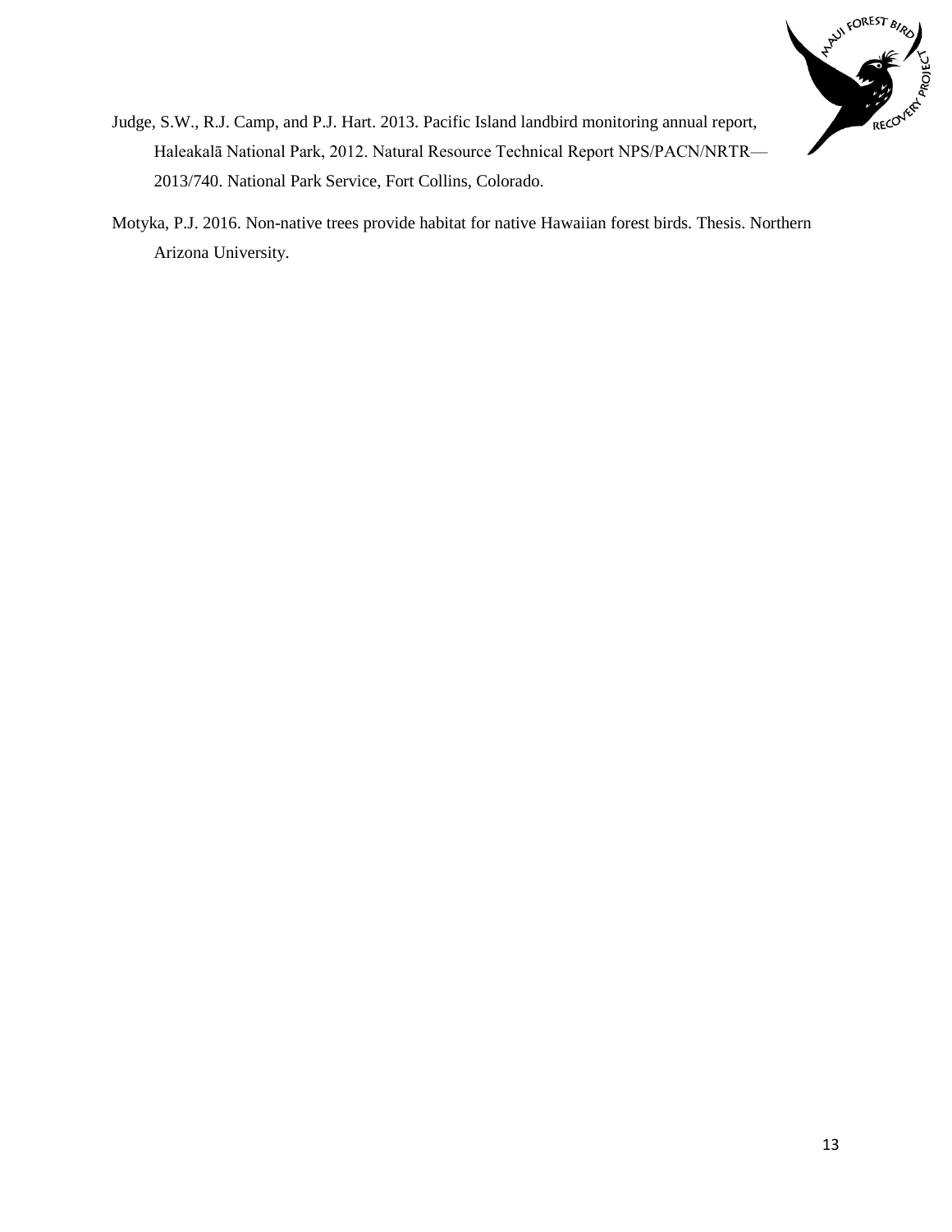Judge, S.W., R.J. Camp, and P.J. Hart. 2013. Pacific Island landbird monitoring annual report, Haleakalā National Park, 2012. Natural Resource Technical Report NPS/PACN/NRTR—2013/740. National Park Service, Fort Collins, Colorado.

Motyka, P.J. 2016. Non-native trees provide habitat for native Hawaiian forest birds. Thesis. Northern Arizona University.